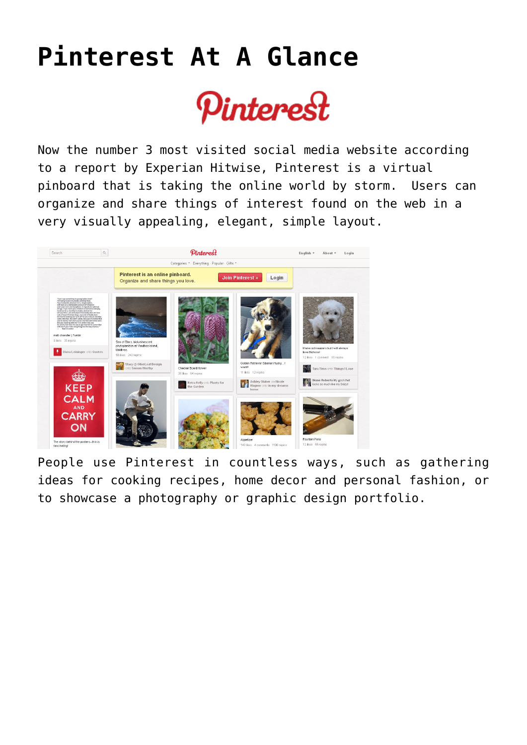# Pinterest At A Glance

Now the number 3 most visited social media website according to a report by Experian Hitwise, Pinterest is a virtual pinboard that is taking the online world by storm. Users can organize and share things of interest found on the web in a very visually appealing, elegant, simple layout.

People use Pinterest in countless ways, such as gathering ideas for cooking recipes, home decor and personal fashion, or to showcase a photography or graphic design portfolio.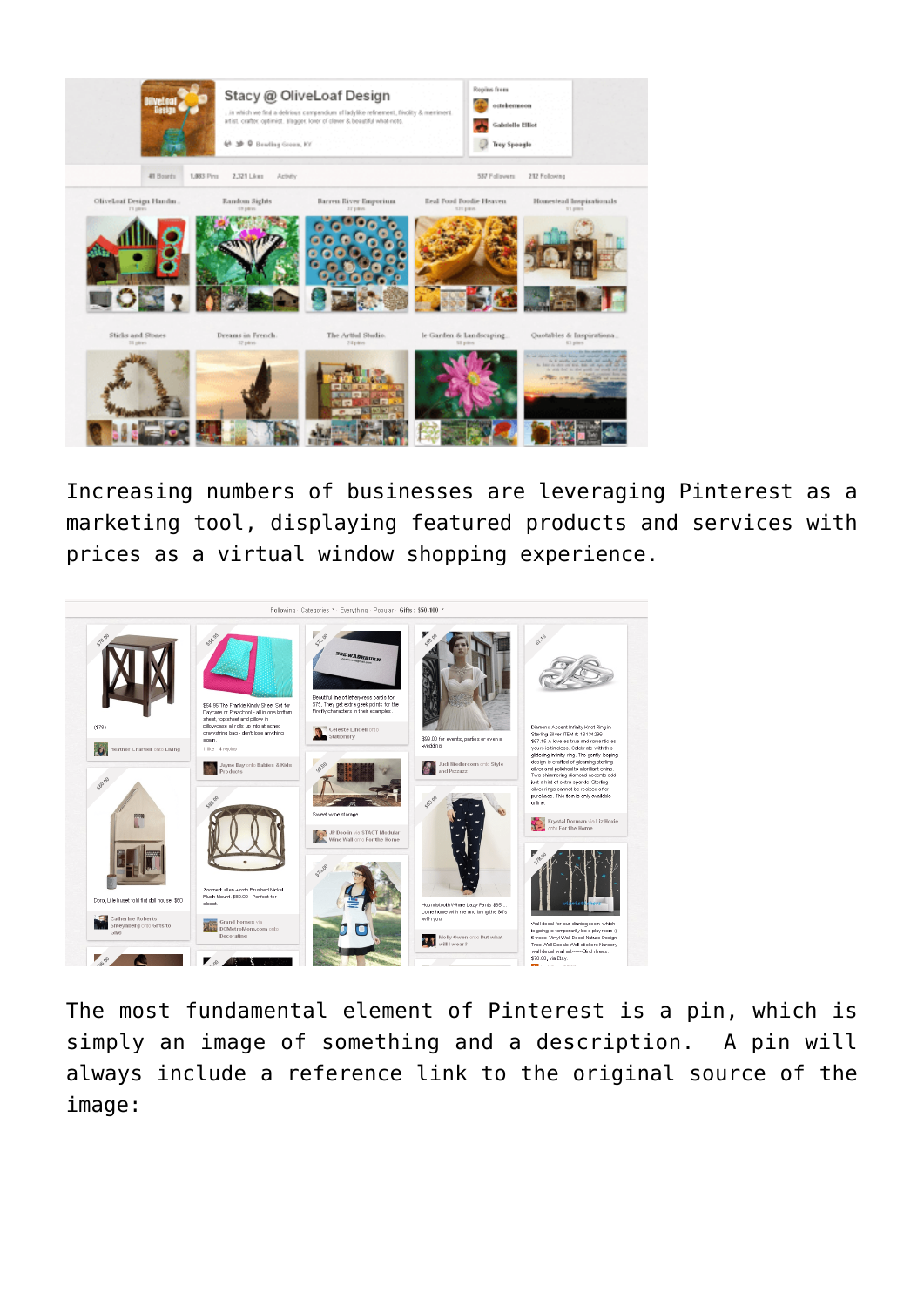Increasing numbers of businesses are leveraging Pinterest as a marketing tool, displaying featured products and services with prices as a virtual window shopping experience.

The most fundamental element of Pinterest is a pin, which is simply an image of something and a description. A pin will always include a reference link to the original source of the image: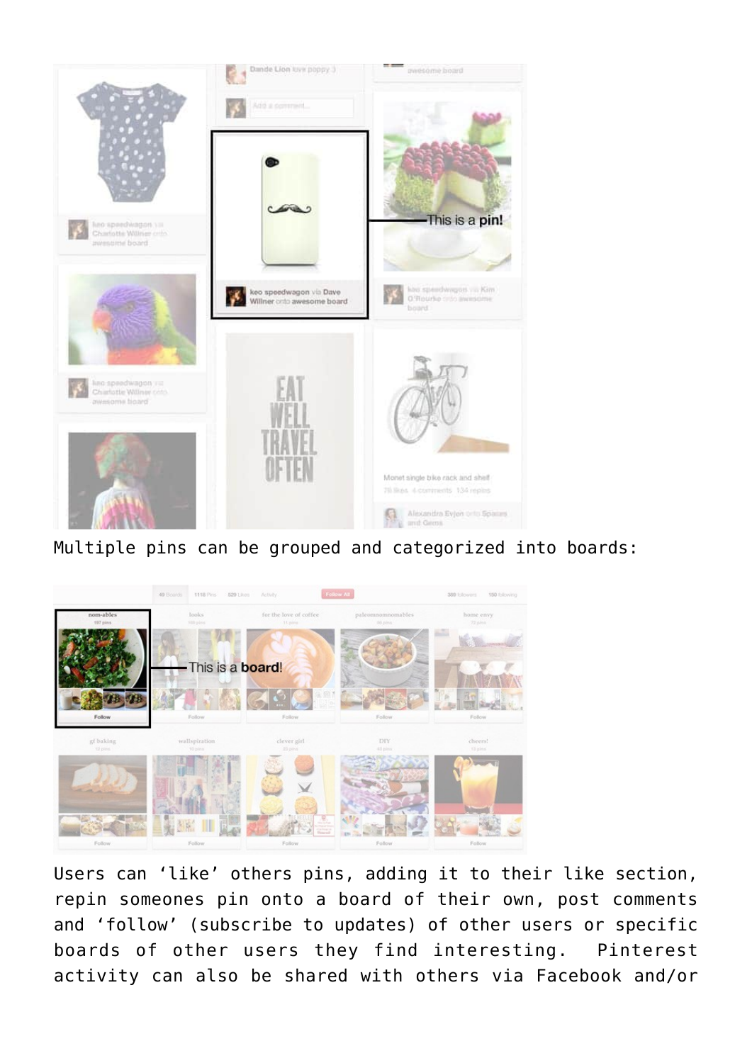Multiple pins can be grouped and categorized into boards:

Users can 'like' others pins, adding it to their like section, repin someones pin onto a board of their own, post comments and 'follow' (subscribe to updates) of other users or specific boards of other users they find interesting. Pinterest activity can also be shared with others via Facebook and/or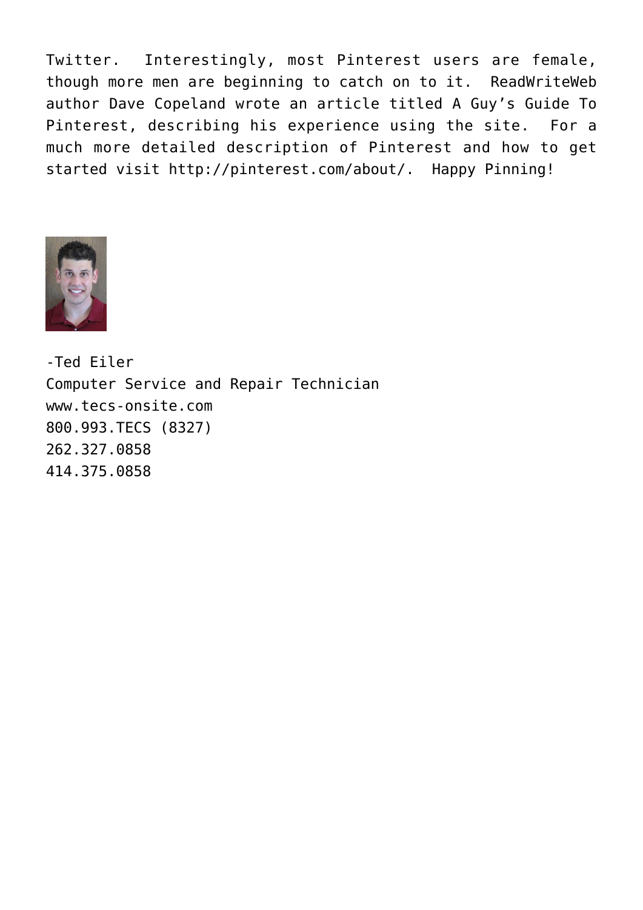Twitter. Interestingly, most Pinterest users are female, though more men are beginning to catch on to it. ReadWriteWeb author Dave Copeland wrote an article titled A Guy's Guide To Pinterest, describing his experience using the site. For a much more detailed description of Pinterest and how to get started visit http://pinterest.com/about/. Happy Pinning!

-Ted Eiler  
Computer Service and Repair Technician  
www.tecs-onsite.com  
800.993.TECS (8327)  
262.327.0858  
414.375.0858